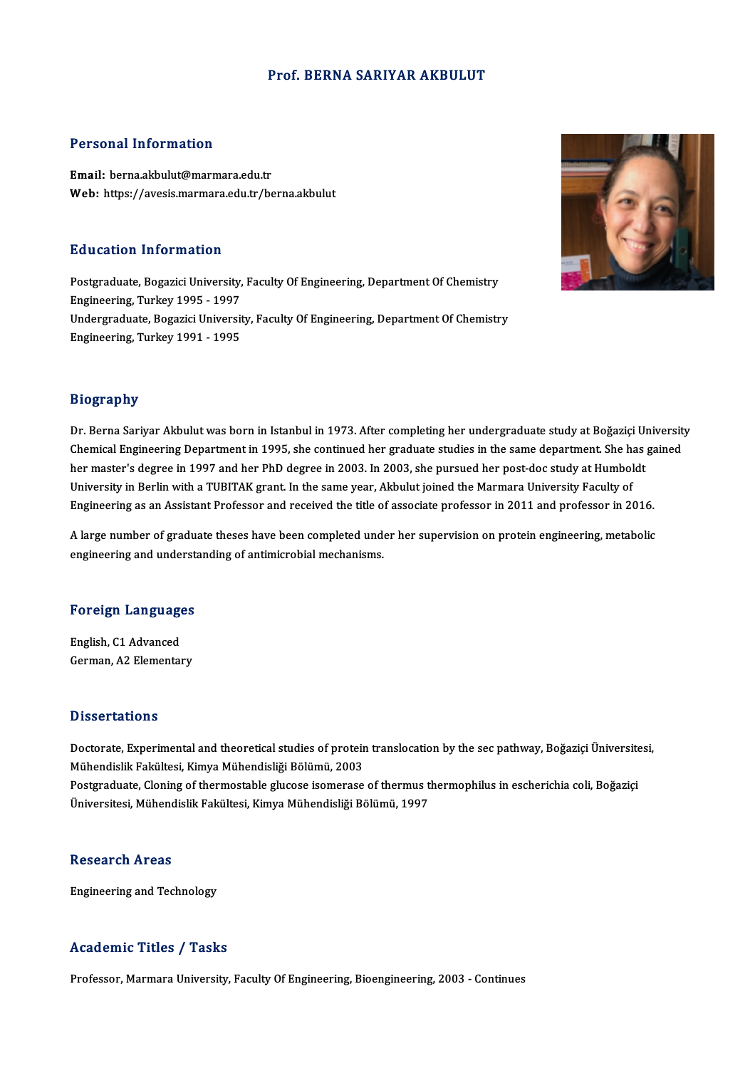# Prof. BERNA SARIYAR AKBULUT

## Personal Information

**Email:** berna.akbulut@marmara.edu.tr
**Web:** https://avesis.marmara.edu.tr/berna.akbulut

## Education Information

Postgraduate, Bogazici University, Faculty Of Engineering, Department Of Chemistry Engineering, Turkey 1995 - 1997
Undergraduate, Bogazici University, Faculty Of Engineering, Department Of Chemistry Engineering, Turkey 1991 - 1995

## Biography

Dr. Berna Sariyar Akbulut was born in Istanbul in 1973. After completing her undergraduate study at Boğaziçi University Chemical Engineering Department in 1995, she continued her graduate studies in the same department. She has gained her master's degree in 1997 and her PhD degree in 2003. In 2003, she pursued her post-doc study at Humboldt University in Berlin with a TUBITAK grant. In the same year, Akbulut joined the Marmara University Faculty of Engineering as an Assistant Professor and received the title of associate professor in 2011 and professor in 2016.

A large number of graduate theses have been completed under her supervision on protein engineering, metabolic engineering and understanding of antimicrobial mechanisms.

## Foreign Languages

English, C1 Advanced
German, A2 Elementary

## Dissertations

Doctorate, Experimental and theoretical studies of protein translocation by the sec pathway, Boğaziçi Üniversitesi, Mühendislik Fakültesi, Kimya Mühendisliği Bölümü, 2003
Postgraduate, Cloning of thermostable glucose isomerase of thermus thermophilus in escherichia coli, Boğaziçi Üniversitesi, Mühendislik Fakültesi, Kimya Mühendisliği Bölümü, 1997

## Research Areas

Engineering and Technology

## Academic Titles / Tasks

Professor, Marmara University, Faculty Of Engineering, Bioengineering, 2003 - Continues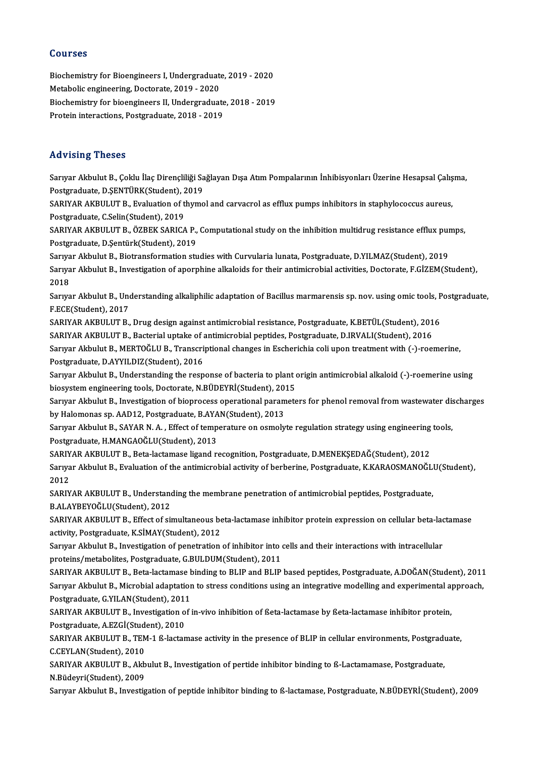## Courses

Biochemistry for Bioengineers I, Undergraduate, 2019 - 2020
Metabolic engineering, Doctorate, 2019 - 2020
Biochemistry for bioengineers II, Undergraduate, 2018 - 2019
Protein interactions, Postgraduate, 2018 - 2019

## Advising Theses

Sarıyar Akbulut B., Çoklu İlaç Dirençliliği Sağlayan Dışa Atım Pompalarının İnhibisyonları Üzerine Hesapsal Çalışma, Postgraduate, D.ŞENTÜRK(Student), 2019

SARIYAR AKBULUT B., Evaluation of thymol and carvacrol as efflux pumps inhibitors in staphylococcus aureus, Postgraduate, C.Selin(Student), 2019

SARIYAR AKBULUT B., ÖZBEK SARICA P., Computational study on the inhibition multidrug resistance efflux pumps, Postgraduate, D.Şentürk(Student), 2019

Sarıyar Akbulut B., Biotransformation studies with Curvularia lunata, Postgraduate, D.YILMAZ(Student), 2019

Sarıyar Akbulut B., Investigation of aporphine alkaloids for their antimicrobial activities, Doctorate, F.GİZEM(Student), 2018

Sarıyar Akbulut B., Understanding alkaliphilic adaptation of Bacillus marmarensis sp. nov. using omic tools, Postgraduate, F.ECE(Student), 2017

SARIYAR AKBULUT B., Drug design against antimicrobial resistance, Postgraduate, K.BETÜL(Student), 2016

SARIYAR AKBULUT B., Bacterial uptake of antimicrobial peptides, Postgraduate, D.IRVALI(Student), 2016

Sarıyar Akbulut B., MERTOĞLU B., Transcriptional changes in Escherichia coli upon treatment with (-)-roemerine, Postgraduate, D.AYYILDIZ(Student), 2016

Sarıyar Akbulut B., Understanding the response of bacteria to plant origin antimicrobial alkaloid (-)-roemerine using biosystem engineering tools, Doctorate, N.BÜDEYRİ(Student), 2015

Sarıyar Akbulut B., Investigation of bioprocess operational parameters for phenol removal from wastewater discharges by Halomonas sp. AAD12, Postgraduate, B.AYAN(Student), 2013

Sarıyar Akbulut B., SAYAR N. A. , Effect of temperature on osmolyte regulation strategy using engineering tools, Postgraduate, H.MANGAOĞLU(Student), 2013

SARIYAR AKBULUT B., Beta-lactamase ligand recognition, Postgraduate, D.MENEKŞEDAĞ(Student), 2012

Sarıyar Akbulut B., Evaluation of the antimicrobial activity of berberine, Postgraduate, K.KARAOSMANOĞLU(Student), 2012

SARIYAR AKBULUT B., Understanding the membrane penetration of antimicrobial peptides, Postgraduate, B.ALAYBEYOĞLU(Student), 2012

SARIYAR AKBULUT B., Effect of simultaneous beta-lactamase inhibitor protein expression on cellular beta-lactamase activity, Postgraduate, K.SİMAY(Student), 2012

Sarıyar Akbulut B., Investigation of penetration of inhibitor into cells and their interactions with intracellular proteins/metabolites, Postgraduate, G.BULDUM(Student), 2011

SARIYAR AKBULUT B., Beta-lactamase binding to BLIP and BLIP based peptides, Postgraduate, A.DOĞAN(Student), 2011

Sarıyar Akbulut B., Microbial adaptation to stress conditions using an integrative modelling and experimental approach, Postgraduate, G.YILAN(Student), 2011

SARIYAR AKBULUT B., Investigation of in-vivo inhibition of ßeta-lactamase by ßeta-lactamase inhibitor protein, Postgraduate, A.EZGİ(Student), 2010

SARIYAR AKBULUT B., TEM-1 ß-lactamase activity in the presence of BLIP in cellular environments, Postgraduate, C.CEYLAN(Student), 2010

SARIYAR AKBULUT B., Akbulut B., Investigation of pertide inhibitor binding to ß-Lactamamase, Postgraduate, N.Büdeyri(Student), 2009

Sarıyar Akbulut B., Investigation of peptide inhibitor binding to ß-lactamase, Postgraduate, N.BÜDEYRİ(Student), 2009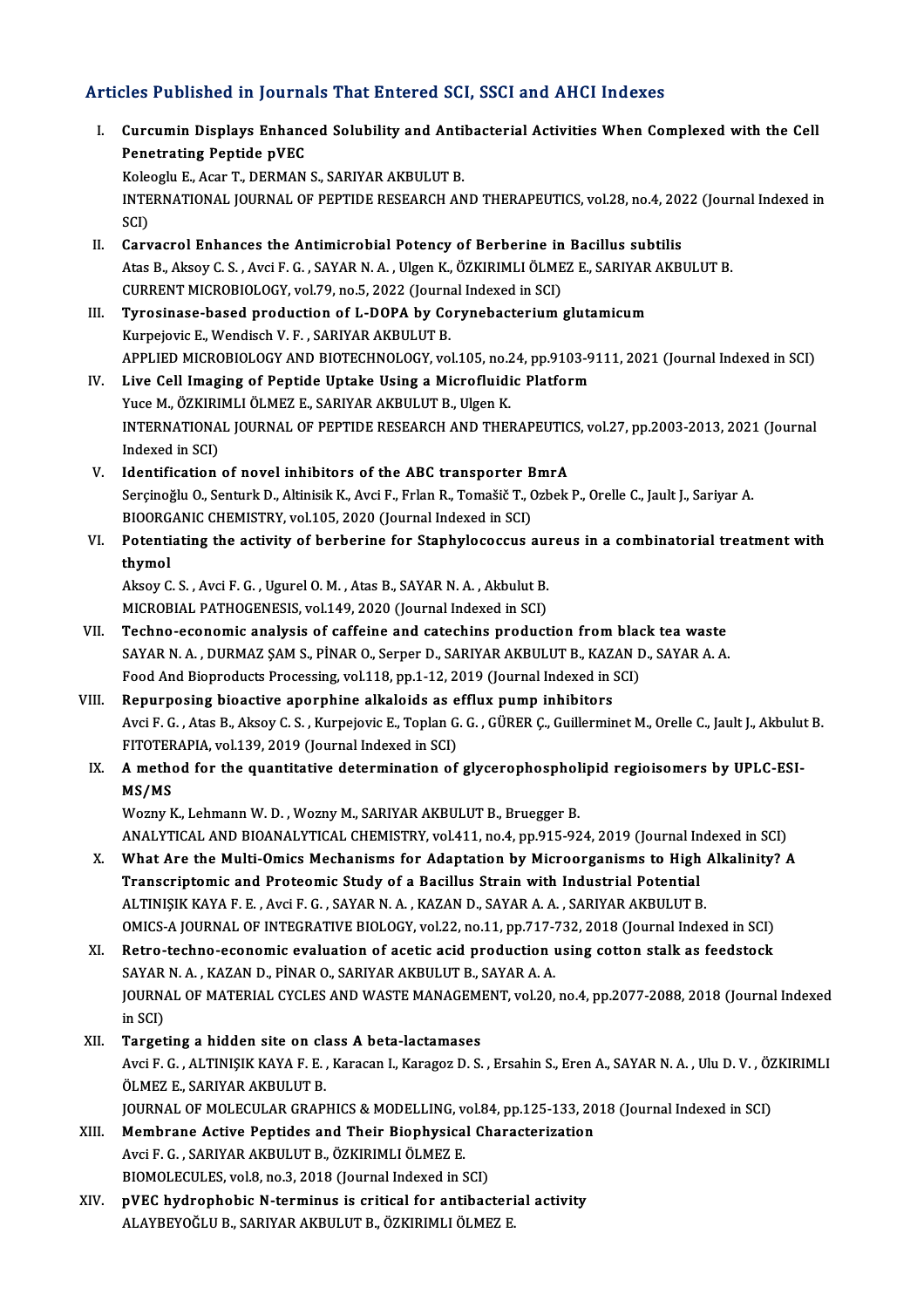## Articles Published in Journals That Entered SCI, SSCI and AHCI Indexes

I. **Curcumin Displays Enhanced Solubility and Antibacterial Activities When Complexed with the Cell Penetrating Peptide pVEC**
Koleoglu E., Acar T., DERMAN S., SARIYAR AKBULUT B.
INTERNATIONAL JOURNAL OF PEPTIDE RESEARCH AND THERAPEUTICS, vol.28, no.4, 2022 (Journal Indexed in SCI)

II. **Carvacrol Enhances the Antimicrobial Potency of Berberine in Bacillus subtilis**
Atas B., Aksoy C. S. , Avci F. G. , SAYAR N. A. , Ulgen K., ÖZKIRIMLI ÖLMEZ E., SARIYAR AKBULUT B.
CURRENT MICROBIOLOGY, vol.79, no.5, 2022 (Journal Indexed in SCI)

III. **Tyrosinase-based production of L-DOPA by Corynebacterium glutamicum**
Kurpejovic E., Wendisch V. F. , SARIYAR AKBULUT B.
APPLIED MICROBIOLOGY AND BIOTECHNOLOGY, vol.105, no.24, pp.9103-9111, 2021 (Journal Indexed in SCI)

IV. **Live Cell Imaging of Peptide Uptake Using a Microfluidic Platform**
Yuce M., ÖZKIRIMLI ÖLMEZ E., SARIYAR AKBULUT B., Ulgen K.
INTERNATIONAL JOURNAL OF PEPTIDE RESEARCH AND THERAPEUTICS, vol.27, pp.2003-2013, 2021 (Journal Indexed in SCI)

V. **Identification of novel inhibitors of the ABC transporter BmrA**
Serçinoğlu O., Senturk D., Altinisik K., Avci F., Frlan R., Tomašič T., Ozbek P., Orelle C., Jault J., Sariyar A.
BIOORGANIC CHEMISTRY, vol.105, 2020 (Journal Indexed in SCI)

VI. **Potentiating the activity of berberine for Staphylococcus aureus in a combinatorial treatment with thymol**
Aksoy C. S. , Avci F. G. , Ugurel O. M. , Atas B., SAYAR N. A. , Akbulut B.
MICROBIAL PATHOGENESIS, vol.149, 2020 (Journal Indexed in SCI)

VII. **Techno-economic analysis of caffeine and catechins production from black tea waste**
SAYAR N. A. , DURMAZ ŞAM S., PİNAR O., Serper D., SARIYAR AKBULUT B., KAZAN D., SAYAR A. A.
Food And Bioproducts Processing, vol.118, pp.1-12, 2019 (Journal Indexed in SCI)

VIII. **Repurposing bioactive aporphine alkaloids as efflux pump inhibitors**
Avci F. G. , Atas B., Aksoy C. S. , Kurpejovic E., Toplan G. G. , GÜRER Ç., Guillerminet M., Orelle C., Jault J., Akbulut B.
FITOTERAPIA, vol.139, 2019 (Journal Indexed in SCI)

IX. **A method for the quantitative determination of glycerophospholipid regioisomers by UPLC-ESI-MS/MS**
Wozny K., Lehmann W. D. , Wozny M., SARIYAR AKBULUT B., Bruegger B.
ANALYTICAL AND BIOANALYTICAL CHEMISTRY, vol.411, no.4, pp.915-924, 2019 (Journal Indexed in SCI)

X. **What Are the Multi-Omics Mechanisms for Adaptation by Microorganisms to High Alkalinity? A Transcriptomic and Proteomic Study of a Bacillus Strain with Industrial Potential**
ALTINIŞIK KAYA F. E. , Avci F. G. , SAYAR N. A. , KAZAN D., SAYAR A. A. , SARIYAR AKBULUT B.
OMICS-A JOURNAL OF INTEGRATIVE BIOLOGY, vol.22, no.11, pp.717-732, 2018 (Journal Indexed in SCI)

XI. **Retro-techno-economic evaluation of acetic acid production using cotton stalk as feedstock**
SAYAR N. A. , KAZAN D., PİNAR O., SARIYAR AKBULUT B., SAYAR A. A.
JOURNAL OF MATERIAL CYCLES AND WASTE MANAGEMENT, vol.20, no.4, pp.2077-2088, 2018 (Journal Indexed in SCI)

XII. **Targeting a hidden site on class A beta-lactamases**
Avci F. G. , ALTINIŞIK KAYA F. E. , Karacan I., Karagoz D. S. , Ersahin S., Eren A., SAYAR N. A. , Ulu D. V. , ÖZKIRIMLI ÖLMEZ E., SARIYAR AKBULUT B.
JOURNAL OF MOLECULAR GRAPHICS & MODELLING, vol.84, pp.125-133, 2018 (Journal Indexed in SCI)

XIII. **Membrane Active Peptides and Their Biophysical Characterization**
Avci F. G. , SARIYAR AKBULUT B., ÖZKIRIMLI ÖLMEZ E.
BIOMOLECULES, vol.8, no.3, 2018 (Journal Indexed in SCI)

XIV. **pVEC hydrophobic N-terminus is critical for antibacterial activity**
ALAYBEYOĞLU B., SARIYAR AKBULUT B., ÖZKIRIMLI ÖLMEZ E.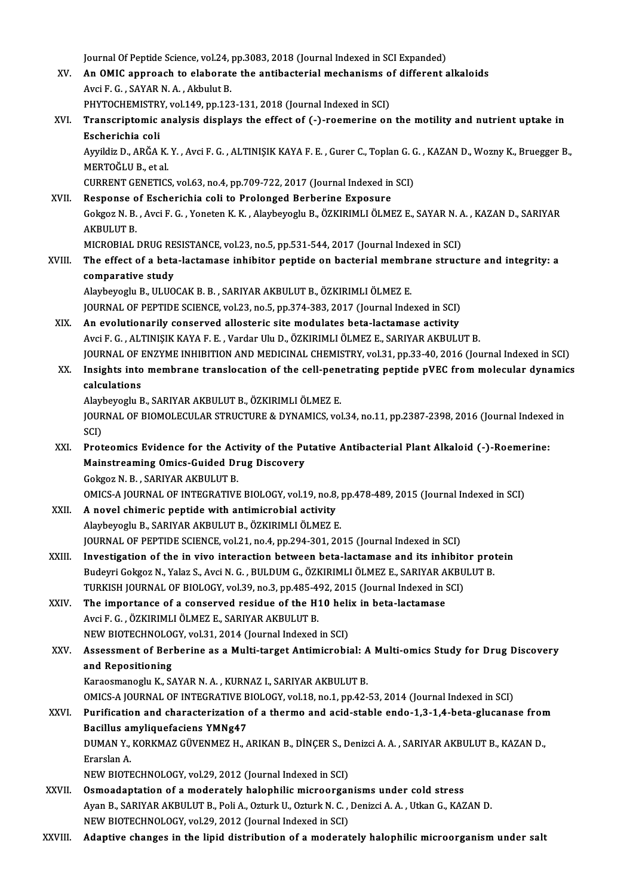Journal Of Peptide Science, vol.24, pp.3083, 2018 (Journal Indexed in SCI Expanded)

XV. **An OMIC approach to elaborate the antibacterial mechanisms of different alkaloids**
Avci F. G. , SAYAR N. A. , Akbulut B.
PHYTOCHEMISTRY, vol.149, pp.123-131, 2018 (Journal Indexed in SCI)

XVI. **Transcriptomic analysis displays the effect of (-)-roemerine on the motility and nutrient uptake in Escherichia coli**
Ayyildiz D., ARĞA K. Y. , Avci F. G. , ALTINIŞIK KAYA F. E. , Gurer C., Toplan G. G. , KAZAN D., Wozny K., Bruegger B., MERTOĞLU B., et al.
CURRENT GENETICS, vol.63, no.4, pp.709-722, 2017 (Journal Indexed in SCI)

XVII. **Response of Escherichia coli to Prolonged Berberine Exposure**
Gokgoz N. B. , Avci F. G. , Yoneten K. K. , Alaybeyoglu B., ÖZKIRIMLI ÖLMEZ E., SAYAR N. A. , KAZAN D., SARIYAR AKBULUT B.
MICROBIAL DRUG RESISTANCE, vol.23, no.5, pp.531-544, 2017 (Journal Indexed in SCI)

XVIII. **The effect of a beta-lactamase inhibitor peptide on bacterial membrane structure and integrity: a comparative study**
Alaybeyoglu B., ULUOCAK B. B. , SARIYAR AKBULUT B., ÖZKIRIMLI ÖLMEZ E.
JOURNAL OF PEPTIDE SCIENCE, vol.23, no.5, pp.374-383, 2017 (Journal Indexed in SCI)

XIX. **An evolutionarily conserved allosteric site modulates beta-lactamase activity**
Avci F. G. , ALTINIŞIK KAYA F. E. , Vardar Ulu D., ÖZKIRIMLI ÖLMEZ E., SARIYAR AKBULUT B.
JOURNAL OF ENZYME INHIBITION AND MEDICINAL CHEMISTRY, vol.31, pp.33-40, 2016 (Journal Indexed in SCI)

XX. **Insights into membrane translocation of the cell-penetrating peptide pVEC from molecular dynamics calculations**
Alaybeyoglu B., SARIYAR AKBULUT B., ÖZKIRIMLI ÖLMEZ E.
JOURNAL OF BIOMOLECULAR STRUCTURE & DYNAMICS, vol.34, no.11, pp.2387-2398, 2016 (Journal Indexed in SCI)

XXI. **Proteomics Evidence for the Activity of the Putative Antibacterial Plant Alkaloid (-)-Roemerine: Mainstreaming Omics-Guided Drug Discovery**
Gokgoz N. B. , SARIYAR AKBULUT B.
OMICS-A JOURNAL OF INTEGRATIVE BIOLOGY, vol.19, no.8, pp.478-489, 2015 (Journal Indexed in SCI)

XXII. **A novel chimeric peptide with antimicrobial activity**
Alaybeyoglu B., SARIYAR AKBULUT B., ÖZKIRIMLI ÖLMEZ E.
JOURNAL OF PEPTIDE SCIENCE, vol.21, no.4, pp.294-301, 2015 (Journal Indexed in SCI)

XXIII. **Investigation of the in vivo interaction between beta-lactamase and its inhibitor protein**
Budeyri Gokgoz N., Yalaz S., Avci N. G. , BULDUM G., ÖZKIRIMLI ÖLMEZ E., SARIYAR AKBULUT B.
TURKISH JOURNAL OF BIOLOGY, vol.39, no.3, pp.485-492, 2015 (Journal Indexed in SCI)

XXIV. **The importance of a conserved residue of the H10 helix in beta-lactamase**
Avci F. G. , ÖZKIRIMLI ÖLMEZ E., SARIYAR AKBULUT B.
NEW BIOTECHNOLOGY, vol.31, 2014 (Journal Indexed in SCI)

XXV. **Assessment of Berberine as a Multi-target Antimicrobial: A Multi-omics Study for Drug Discovery and Repositioning**
Karaosmanoglu K., SAYAR N. A. , KURNAZ I., SARIYAR AKBULUT B.
OMICS-A JOURNAL OF INTEGRATIVE BIOLOGY, vol.18, no.1, pp.42-53, 2014 (Journal Indexed in SCI)

XXVI. **Purification and characterization of a thermo and acid-stable endo-1,3-1,4-beta-glucanase from Bacillus amyliquefaciens YMNg47**
DUMAN Y., KORKMAZ GÜVENMEZ H., ARIKAN B., DİNÇER S., Denizci A. A. , SARIYAR AKBULUT B., KAZAN D., Erarslan A.
NEW BIOTECHNOLOGY, vol.29, 2012 (Journal Indexed in SCI)

XXVII. **Osmoadaptation of a moderately halophilic microorganisms under cold stress**
Ayan B., SARIYAR AKBULUT B., Poli A., Ozturk U., Ozturk N. C. , Denizci A. A. , Utkan G., KAZAN D.
NEW BIOTECHNOLOGY, vol.29, 2012 (Journal Indexed in SCI)

XXVIII. **Adaptive changes in the lipid distribution of a moderately halophilic microorganism under salt**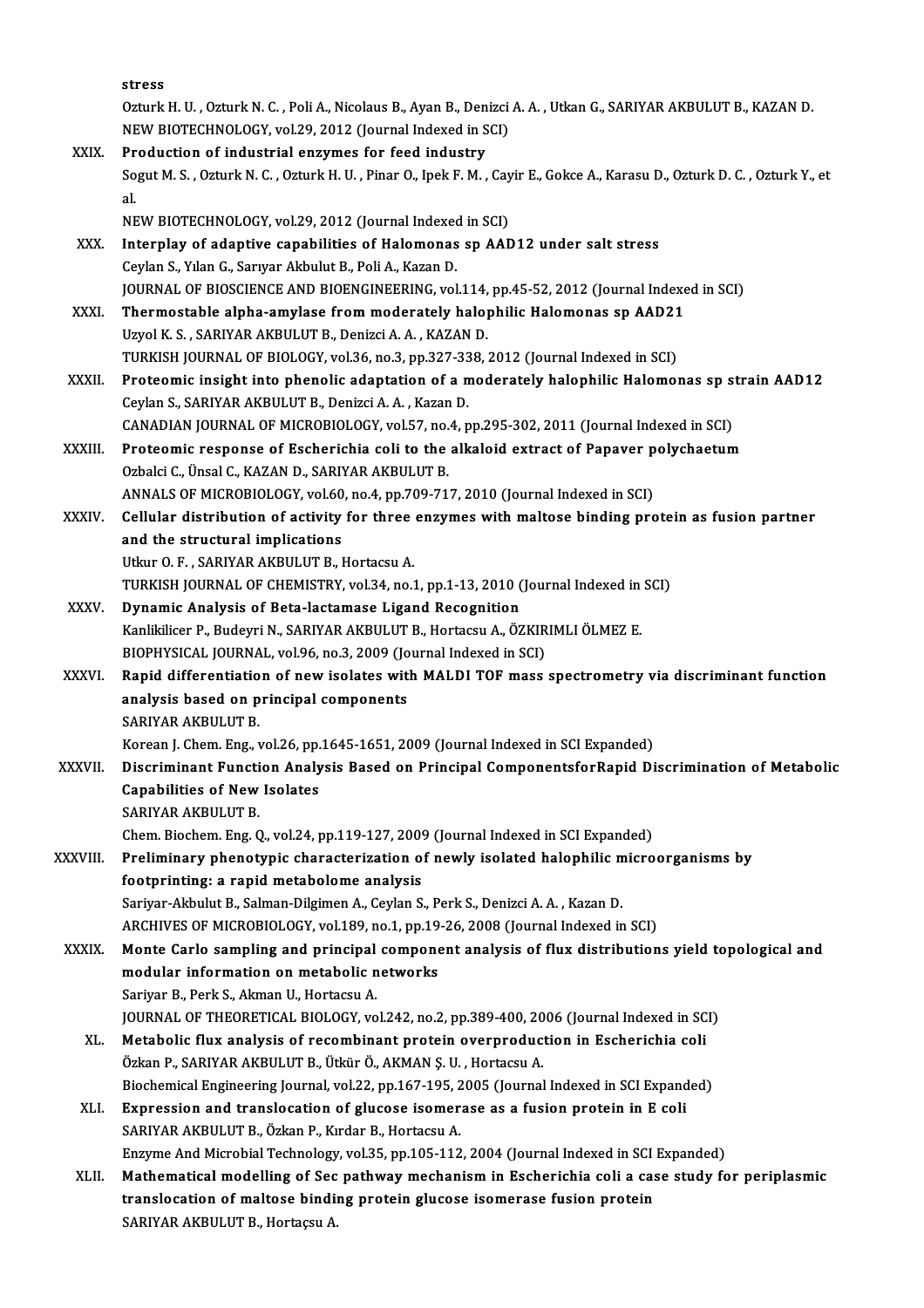stress
Ozturk H. U. , Ozturk N. C. , Poli A., Nicolaus B., Ayan B., Denizci A. A. , Utkan G., SARIYAR AKBULUT B., KAZAN D.
NEW BIOTECHNOLOGY, vol.29, 2012 (Journal Indexed in SCI)

XXIX. **Production of industrial enzymes for feed industry**
Sogut M. S. , Ozturk N. C. , Ozturk H. U. , Pinar O., Ipek F. M. , Cayir E., Gokce A., Karasu D., Ozturk D. C. , Ozturk Y., et al.
NEW BIOTECHNOLOGY, vol.29, 2012 (Journal Indexed in SCI)

XXX. **Interplay of adaptive capabilities of Halomonas sp AAD12 under salt stress**
Ceylan S., Yılan G., Sarıyar Akbulut B., Poli A., Kazan D.
JOURNAL OF BIOSCIENCE AND BIOENGINEERING, vol.114, pp.45-52, 2012 (Journal Indexed in SCI)

XXXI. **Thermostable alpha-amylase from moderately halophilic Halomonas sp AAD21**
Uzyol K. S. , SARIYAR AKBULUT B., Denizci A. A. , KAZAN D.
TURKISH JOURNAL OF BIOLOGY, vol.36, no.3, pp.327-338, 2012 (Journal Indexed in SCI)

XXXII. **Proteomic insight into phenolic adaptation of a moderately halophilic Halomonas sp strain AAD12**
Ceylan S., SARIYAR AKBULUT B., Denizci A. A. , Kazan D.
CANADIAN JOURNAL OF MICROBIOLOGY, vol.57, no.4, pp.295-302, 2011 (Journal Indexed in SCI)

XXXIII. **Proteomic response of Escherichia coli to the alkaloid extract of Papaver polychaetum**
Ozbalci C., Ünsal C., KAZAN D., SARIYAR AKBULUT B.
ANNALS OF MICROBIOLOGY, vol.60, no.4, pp.709-717, 2010 (Journal Indexed in SCI)

XXXIV. **Cellular distribution of activity for three enzymes with maltose binding protein as fusion partner and the structural implications**
Utkur O. F. , SARIYAR AKBULUT B., Hortacsu A.
TURKISH JOURNAL OF CHEMISTRY, vol.34, no.1, pp.1-13, 2010 (Journal Indexed in SCI)

XXXV. **Dynamic Analysis of Beta-lactamase Ligand Recognition**
Kanlikilicer P., Budeyri N., SARIYAR AKBULUT B., Hortacsu A., ÖZKIRIMLI ÖLMEZ E.
BIOPHYSICAL JOURNAL, vol.96, no.3, 2009 (Journal Indexed in SCI)

XXXVI. **Rapid differentiation of new isolates with MALDI TOF mass spectrometry via discriminant function analysis based on principal components**
SARIYAR AKBULUT B.
Korean J. Chem. Eng., vol.26, pp.1645-1651, 2009 (Journal Indexed in SCI Expanded)

XXXVII. **Discriminant Function Analysis Based on Principal ComponentsforRapid Discrimination of Metabolic Capabilities of New Isolates**
SARIYAR AKBULUT B.
Chem. Biochem. Eng. Q., vol.24, pp.119-127, 2009 (Journal Indexed in SCI Expanded)

XXXVIII. **Preliminary phenotypic characterization of newly isolated halophilic microorganisms by footprinting: a rapid metabolome analysis**
Sariyar-Akbulut B., Salman-Dilgimen A., Ceylan S., Perk S., Denizci A. A. , Kazan D.
ARCHIVES OF MICROBIOLOGY, vol.189, no.1, pp.19-26, 2008 (Journal Indexed in SCI)

XXXIX. **Monte Carlo sampling and principal component analysis of flux distributions yield topological and modular information on metabolic networks**
Sariyar B., Perk S., Akman U., Hortacsu A.
JOURNAL OF THEORETICAL BIOLOGY, vol.242, no.2, pp.389-400, 2006 (Journal Indexed in SCI)

XL. **Metabolic flux analysis of recombinant protein overproduction in Escherichia coli**
Özkan P., SARIYAR AKBULUT B., Ütkür Ö., AKMAN Ş. U. , Hortacsu A.
Biochemical Engineering Journal, vol.22, pp.167-195, 2005 (Journal Indexed in SCI Expanded)

XLI. **Expression and translocation of glucose isomerase as a fusion protein in E coli**
SARIYAR AKBULUT B., Özkan P., Kırdar B., Hortacsu A.
Enzyme And Microbial Technology, vol.35, pp.105-112, 2004 (Journal Indexed in SCI Expanded)

XLII. **Mathematical modelling of Sec pathway mechanism in Escherichia coli a case study for periplasmic translocation of maltose binding protein glucose isomerase fusion protein**
SARIYAR AKBULUT B., Hortaçsu A.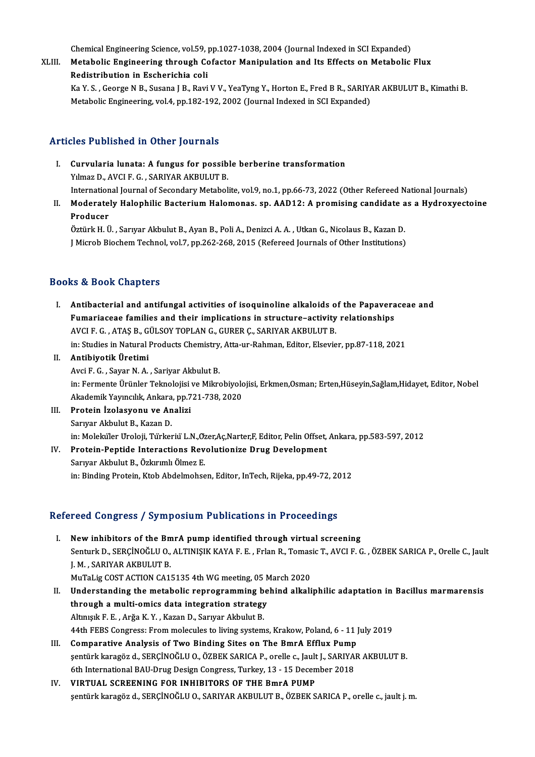Chemical Engineering Science, vol.59, pp.1027-1038, 2004 (Journal Indexed in SCI Expanded)

XLIII. **Metabolic Engineering through Cofactor Manipulation and Its Effects on Metabolic Flux Redistribution in Escherichia coli**
Ka Y. S. , George N B., Susana J B., Ravi V V., YeaTyng Y., Horton E., Fred B R., SARIYAR AKBULUT B., Kimathi B.
Metabolic Engineering, vol.4, pp.182-192, 2002 (Journal Indexed in SCI Expanded)

## Articles Published in Other Journals

I. **Curvularia lunata: A fungus for possible berberine transformation**
Yılmaz D., AVCI F. G. , SARIYAR AKBULUT B.
International Journal of Secondary Metabolite, vol.9, no.1, pp.66-73, 2022 (Other Refereed National Journals)

II. **Moderately Halophilic Bacterium Halomonas. sp. AAD12: A promising candidate as a Hydroxyectoine Producer**
Öztürk H. Ü. , Sarıyar Akbulut B., Ayan B., Poli A., Denizci A. A. , Utkan G., Nicolaus B., Kazan D.
J Microb Biochem Technol, vol.7, pp.262-268, 2015 (Refereed Journals of Other Institutions)

## Books & Book Chapters

I. **Antibacterial and antifungal activities of isoquinoline alkaloids of the Papaveraceae and Fumariaceae families and their implications in structure–activity relationships**
AVCI F. G. , ATAŞ B., GÜLSOY TOPLAN G., GURER Ç., SARIYAR AKBULUT B.
in: Studies in Natural Products Chemistry, Atta-ur-Rahman, Editor, Elsevier, pp.87-118, 2021

II. **Antibiyotik Üretimi**
Avci F. G. , Sayar N. A. , Sariyar Akbulut B.
in: Fermente Ürünler Teknolojisi ve Mikrobiyolojisi, Erkmen,Osman; Erten,Hüseyin,Sağlam,Hidayet, Editor, Nobel Akademik Yayıncılık, Ankara, pp.721-738, 2020

III. **Protein İzolasyonu ve Analizi**
Sarıyar Akbulut B., Kazan D.
in: Moleküler Uroloji, Türkeriü L.N.,Özer,Aç,Narter,F, Editor, Pelin Offset, Ankara, pp.583-597, 2012

IV. **Protein-Peptide Interactions Revolutionize Drug Development**
Sarıyar Akbulut B., Özkırımlı Ölmez E.
in: Binding Protein, Ktob Abdelmohsen, Editor, InTech, Rijeka, pp.49-72, 2012

## Refereed Congress / Symposium Publications in Proceedings

I. **New inhibitors of the BmrA pump identified through virtual screening**
Senturk D., SERÇİNOĞLU O., ALTINIŞIK KAYA F. E. , Frlan R., Tomasic T., AVCI F. G. , ÖZBEK SARICA P., Orelle C., Jault J. M. , SARIYAR AKBULUT B.
MuTaLig COST ACTION CA15135 4th WG meeting, 05 March 2020

II. **Understanding the metabolic reprogramming behind alkaliphilic adaptation in Bacillus marmarensis through a multi-omics data integration strategy**
Altınışık F. E. , Arğa K. Y. , Kazan D., Sarıyar Akbulut B.
44th FEBS Congress: From molecules to living systems, Krakow, Poland, 6 - 11 July 2019

III. **Comparative Analysis of Two Binding Sites on The BmrA Efflux Pump**
şentürk karagöz d., SERÇİNOĞLU O., ÖZBEK SARICA P., orelle c., Jault J., SARIYAR AKBULUT B.
6th International BAU-Drug Design Congress, Turkey, 13 - 15 December 2018

IV. **VIRTUAL SCREENING FOR INHIBITORS OF THE BmrA PUMP**
şentürk karagöz d., SERÇİNOĞLU O., SARIYAR AKBULUT B., ÖZBEK SARICA P., orelle c., jault j. m.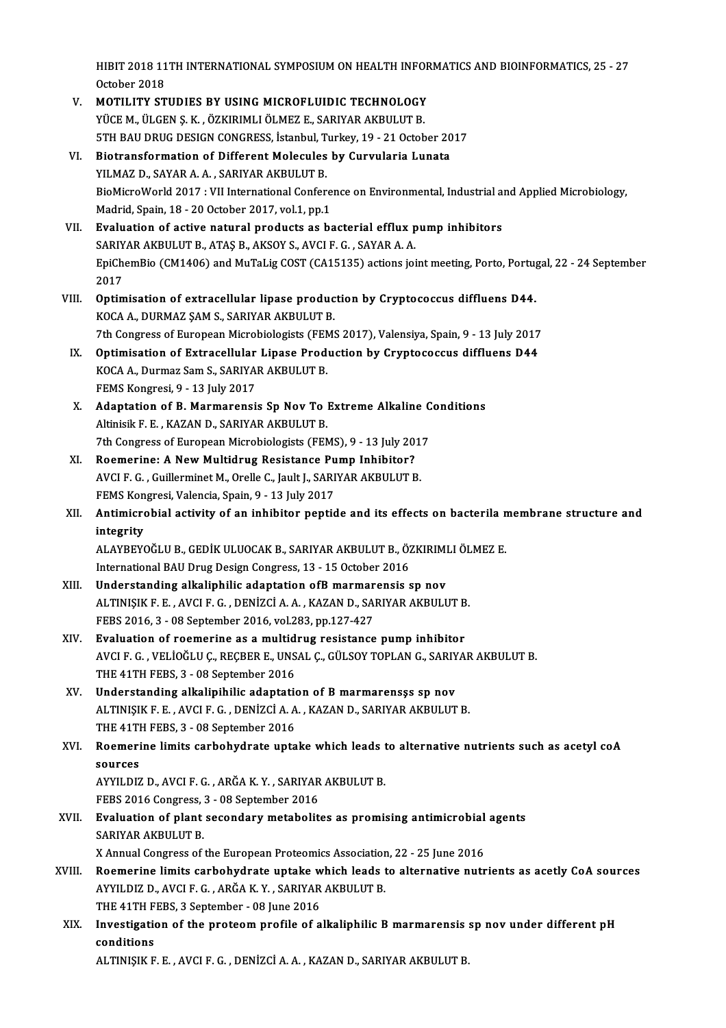HIBIT 2018 11TH INTERNATIONAL SYMPOSIUM ON HEALTH INFORMATICS AND BIOINFORMATICS, 25 - 27 October 2018

V. **MOTILITY STUDIES BY USING MICROFLUIDIC TECHNOLOGY**
YÜCE M., ÜLGEN Ş. K. , ÖZKIRIMLI ÖLMEZ E., SARIYAR AKBULUT B.
5TH BAU DRUG DESIGN CONGRESS, İstanbul, Turkey, 19 - 21 October 2017

VI. **Biotransformation of Different Molecules by Curvularia Lunata**
YILMAZ D., SAYAR A. A. , SARIYAR AKBULUT B.
BioMicroWorld 2017 : VII International Conference on Environmental, Industrial and Applied Microbiology, Madrid, Spain, 18 - 20 October 2017, vol.1, pp.1

VII. **Evaluation of active natural products as bacterial efflux pump inhibitors**
SARIYAR AKBULUT B., ATAŞ B., AKSOY S., AVCI F. G. , SAYAR A. A.
EpiChemBio (CM1406) and MuTaLig COST (CA15135) actions joint meeting, Porto, Portugal, 22 - 24 September 2017

VIII. **Optimisation of extracellular lipase production by Cryptococcus diffluens D44.**
KOCA A., DURMAZ ŞAM S., SARIYAR AKBULUT B.
7th Congress of European Microbiologists (FEMS 2017), Valensiya, Spain, 9 - 13 July 2017

IX. **Optimisation of Extracellular Lipase Production by Cryptococcus diffluens D44**
KOCA A., Durmaz Sam S., SARIYAR AKBULUT B.
FEMS Kongresi, 9 - 13 July 2017

X. **Adaptation of B. Marmarensis Sp Nov To Extreme Alkaline Conditions**
Altinisik F. E. , KAZAN D., SARIYAR AKBULUT B.
7th Congress of European Microbiologists (FEMS), 9 - 13 July 2017

XI. **Roemerine: A New Multidrug Resistance Pump Inhibitor?**
AVCI F. G. , Guillerminet M., Orelle C., Jault J., SARIYAR AKBULUT B.
FEMS Kongresi, Valencia, Spain, 9 - 13 July 2017

XII. **Antimicrobial activity of an inhibitor peptide and its effects on bacterila membrane structure and integrity**
ALAYBEYOĞLU B., GEDİK ULUOCAK B., SARIYAR AKBULUT B., ÖZKIRIMLI ÖLMEZ E.
International BAU Drug Design Congress, 13 - 15 October 2016

XIII. **Understanding alkaliphilic adaptation ofB marmarensis sp nov**
ALTINIŞIK F. E. , AVCI F. G. , DENİZCİ A. A. , KAZAN D., SARIYAR AKBULUT B.
FEBS 2016, 3 - 08 September 2016, vol.283, pp.127-427

XIV. **Evaluation of roemerine as a multidrug resistance pump inhibitor**
AVCI F. G. , VELİOĞLU Ç., REÇBER E., UNSAL Ç., GÜLSOY TOPLAN G., SARIYAR AKBULUT B.
THE 41TH FEBS, 3 - 08 September 2016

XV. **Understanding alkalipihilic adaptation of B marmarensşs sp nov**
ALTINIŞIK F. E. , AVCI F. G. , DENİZCİ A. A. , KAZAN D., SARIYAR AKBULUT B.
THE 41TH FEBS, 3 - 08 September 2016

XVI. **Roemerine limits carbohydrate uptake which leads to alternative nutrients such as acetyl coA sources**
AYYILDIZ D., AVCI F. G. , ARĞA K. Y. , SARIYAR AKBULUT B.
FEBS 2016 Congress, 3 - 08 September 2016

XVII. **Evaluation of plant secondary metabolites as promising antimicrobial agents**
SARIYAR AKBULUT B.
X Annual Congress of the European Proteomics Association, 22 - 25 June 2016

XVIII. **Roemerine limits carbohydrate uptake which leads to alternative nutrients as acetly CoA sources**
AYYILDIZ D., AVCI F. G. , ARĞA K. Y. , SARIYAR AKBULUT B.
THE 41TH FEBS, 3 September - 08 June 2016

XIX. **Investigation of the proteom profile of alkaliphilic B marmarensis sp nov under different pH conditions**
ALTINIŞIK F. E. , AVCI F. G. , DENİZCİ A. A. , KAZAN D., SARIYAR AKBULUT B.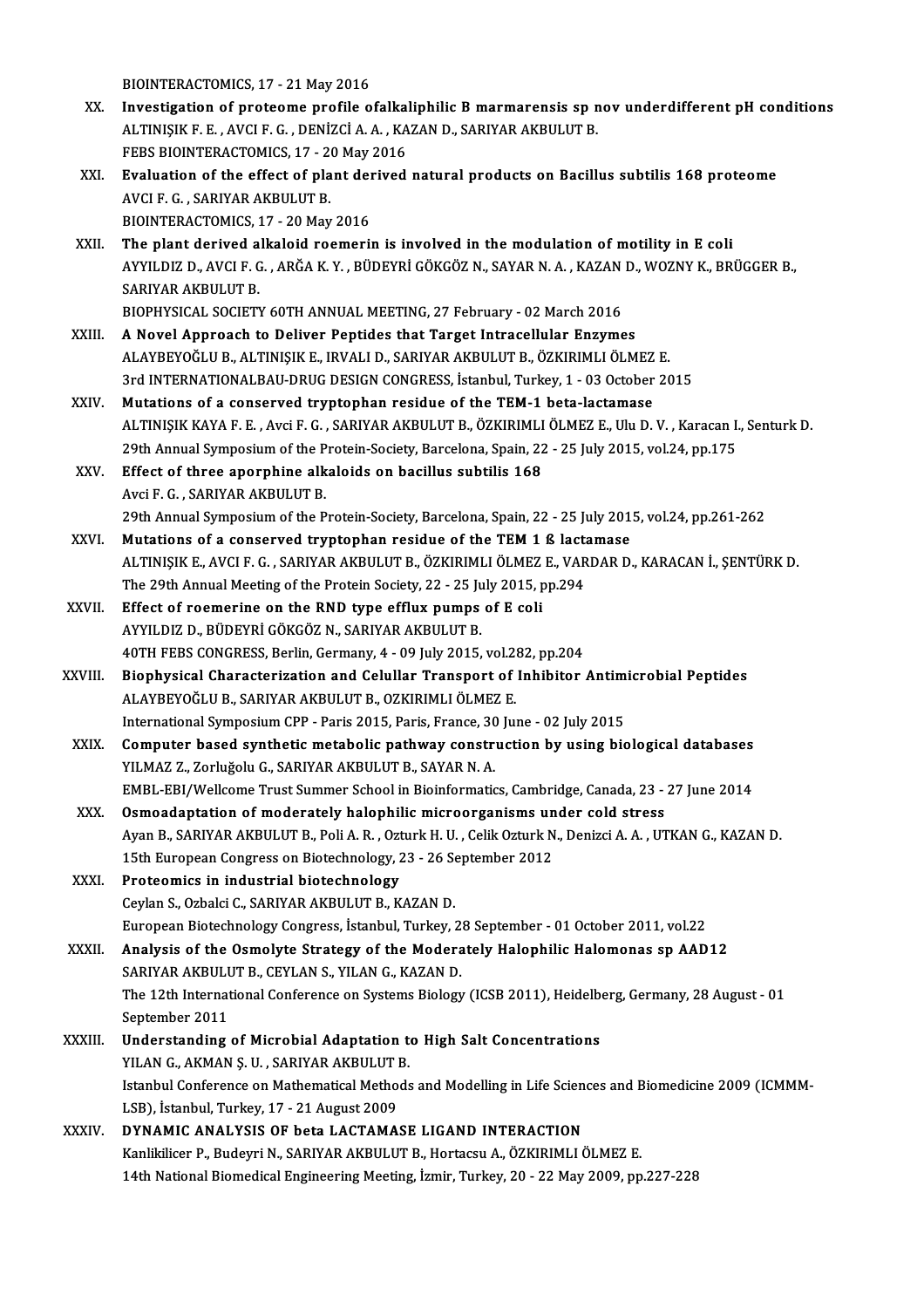BIOINTERACTOMICS, 17 - 21 May 2016

XX. **Investigation of proteome profile ofalkaliphilic B marmarensis sp nov underdifferent pH conditions**
ALTINIŞIK F. E. , AVCI F. G. , DENİZCİ A. A. , KAZAN D., SARIYAR AKBULUT B.
FEBS BIOINTERACTOMICS, 17 - 20 May 2016

XXI. **Evaluation of the effect of plant derived natural products on Bacillus subtilis 168 proteome**
AVCI F. G. , SARIYAR AKBULUT B.
BIOINTERACTOMICS, 17 - 20 May 2016

XXII. **The plant derived alkaloid roemerin is involved in the modulation of motility in E coli**
AYYILDIZ D., AVCI F. G. , ARĞA K. Y. , BÜDEYRİ GÖKGÖZ N., SAYAR N. A. , KAZAN D., WOZNY K., BRÜGGER B., SARIYAR AKBULUT B.
BIOPHYSICAL SOCIETY 60TH ANNUAL MEETING, 27 February - 02 March 2016

XXIII. **A Novel Approach to Deliver Peptides that Target Intracellular Enzymes**
ALAYBEYOĞLU B., ALTINIŞIK E., IRVALI D., SARIYAR AKBULUT B., ÖZKIRIMLI ÖLMEZ E.
3rd INTERNATIONALBAU-DRUG DESIGN CONGRESS, İstanbul, Turkey, 1 - 03 October 2015

XXIV. **Mutations of a conserved tryptophan residue of the TEM-1 beta-lactamase**
ALTINIŞIK KAYA F. E. , Avci F. G. , SARIYAR AKBULUT B., ÖZKIRIMLI ÖLMEZ E., Ulu D. V. , Karacan I., Senturk D.
29th Annual Symposium of the Protein-Society, Barcelona, Spain, 22 - 25 July 2015, vol.24, pp.175

XXV. **Effect of three aporphine alkaloids on bacillus subtilis 168**
Avci F. G. , SARIYAR AKBULUT B.
29th Annual Symposium of the Protein-Society, Barcelona, Spain, 22 - 25 July 2015, vol.24, pp.261-262

XXVI. **Mutations of a conserved tryptophan residue of the TEM 1 ß lactamase**
ALTINIŞIK E., AVCI F. G. , SARIYAR AKBULUT B., ÖZKIRIMLI ÖLMEZ E., VARDAR D., KARACAN İ., ŞENTÜRK D.
The 29th Annual Meeting of the Protein Society, 22 - 25 July 2015, pp.294

XXVII. **Effect of roemerine on the RND type efflux pumps of E coli**
AYYILDIZ D., BÜDEYRİ GÖKGÖZ N., SARIYAR AKBULUT B.
40TH FEBS CONGRESS, Berlin, Germany, 4 - 09 July 2015, vol.282, pp.204

XXVIII. **Biophysical Characterization and Celullar Transport of Inhibitor Antimicrobial Peptides**
ALAYBEYOĞLU B., SARIYAR AKBULUT B., OZKIRIMLI ÖLMEZ E.
International Symposium CPP - Paris 2015, Paris, France, 30 June - 02 July 2015

XXIX. **Computer based synthetic metabolic pathway construction by using biological databases**
YILMAZ Z., Zorluğolu G., SARIYAR AKBULUT B., SAYAR N. A.
EMBL-EBI/Wellcome Trust Summer School in Bioinformatics, Cambridge, Canada, 23 - 27 June 2014

XXX. **Osmoadaptation of moderately halophilic microorganisms under cold stress**
Ayan B., SARIYAR AKBULUT B., Poli A. R. , Ozturk H. U. , Celik Ozturk N., Denizci A. A. , UTKAN G., KAZAN D.
15th European Congress on Biotechnology, 23 - 26 September 2012

XXXI. **Proteomics in industrial biotechnology**
Ceylan S., Ozbalci C., SARIYAR AKBULUT B., KAZAN D.
European Biotechnology Congress, İstanbul, Turkey, 28 September - 01 October 2011, vol.22

XXXII. **Analysis of the Osmolyte Strategy of the Moderately Halophilic Halomonas sp AAD12**
SARIYAR AKBULUT B., CEYLAN S., YILAN G., KAZAN D.
The 12th International Conference on Systems Biology (ICSB 2011), Heidelberg, Germany, 28 August - 01 September 2011

XXXIII. **Understanding of Microbial Adaptation to High Salt Concentrations**
YILAN G., AKMAN Ş. U. , SARIYAR AKBULUT B.
Istanbul Conference on Mathematical Methods and Modelling in Life Sciences and Biomedicine 2009 (ICMMM-LSB), İstanbul, Turkey, 17 - 21 August 2009

XXXIV. **DYNAMIC ANALYSIS OF beta LACTAMASE LIGAND INTERACTION**
Kanlikilicer P., Budeyri N., SARIYAR AKBULUT B., Hortacsu A., ÖZKIRIMLI ÖLMEZ E.
14th National Biomedical Engineering Meeting, İzmir, Turkey, 20 - 22 May 2009, pp.227-228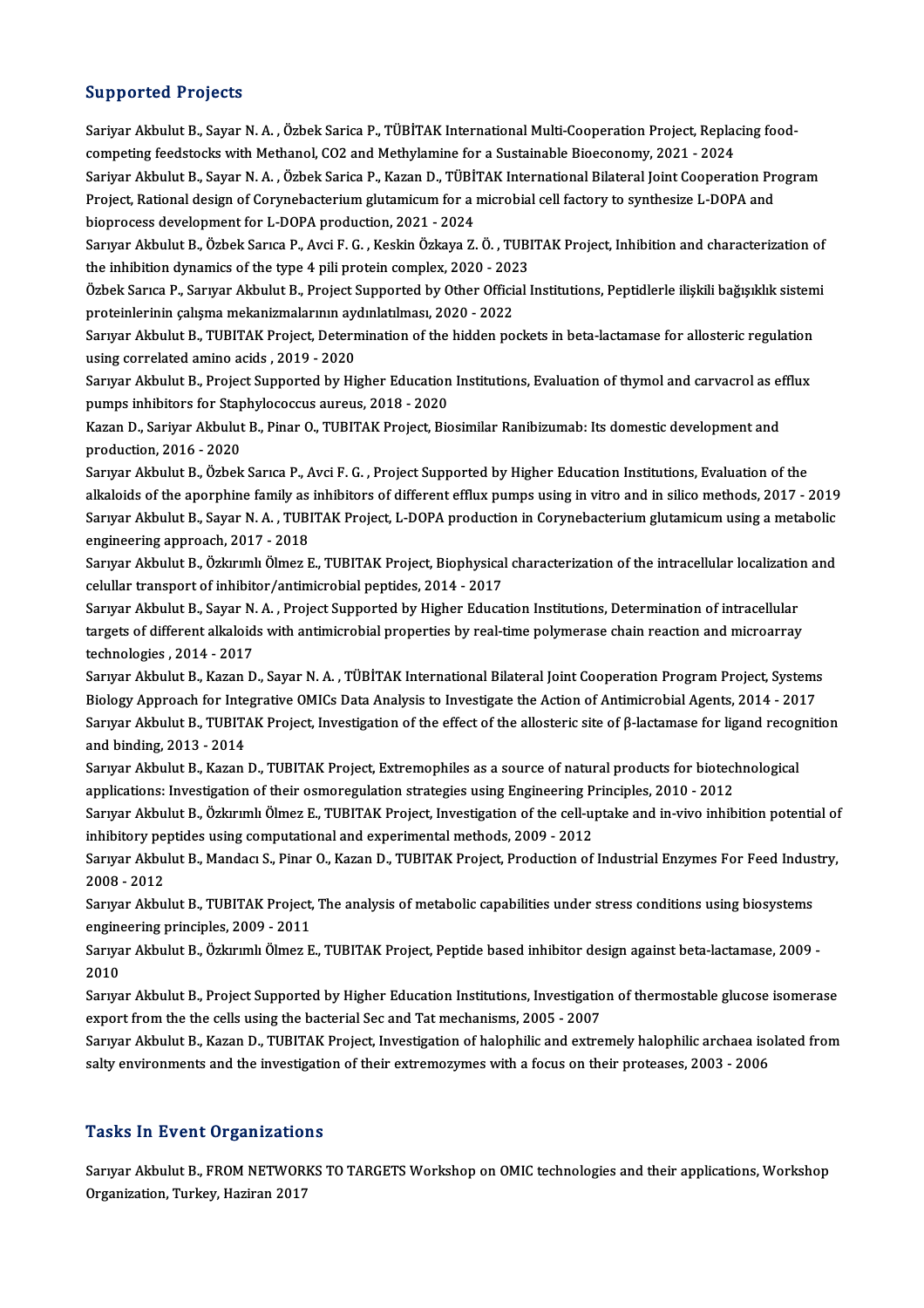## Supported Projects

Sariyar Akbulut B., Sayar N. A. , Özbek Sarica P., TÜBİTAK International Multi-Cooperation Project, Replacing food-competing feedstocks with Methanol, CO2 and Methylamine for a Sustainable Bioeconomy, 2021 - 2024

Sariyar Akbulut B., Sayar N. A. , Özbek Sarica P., Kazan D., TÜBİTAK International Bilateral Joint Cooperation Program Project, Rational design of Corynebacterium glutamicum for a microbial cell factory to synthesize L-DOPA and bioprocess development for L-DOPA production, 2021 - 2024

Sarıyar Akbulut B., Özbek Sarıca P., Avci F. G. , Keskin Özkaya Z. Ö. , TUBITAK Project, Inhibition and characterization of the inhibition dynamics of the type 4 pili protein complex, 2020 - 2023

Özbek Sarıca P., Sarıyar Akbulut B., Project Supported by Other Official Institutions, Peptidlerle ilişkili bağışıklık sistemi proteinlerinin çalışma mekanizmalarının aydınlatılması, 2020 - 2022

Sarıyar Akbulut B., TUBITAK Project, Determination of the hidden pockets in beta-lactamase for allosteric regulation using correlated amino acids , 2019 - 2020

Sarıyar Akbulut B., Project Supported by Higher Education Institutions, Evaluation of thymol and carvacrol as efflux pumps inhibitors for Staphylococcus aureus, 2018 - 2020

Kazan D., Sariyar Akbulut B., Pinar O., TUBITAK Project, Biosimilar Ranibizumab: Its domestic development and production, 2016 - 2020

Sarıyar Akbulut B., Özbek Sarıca P., Avci F. G. , Project Supported by Higher Education Institutions, Evaluation of the alkaloids of the aporphine family as inhibitors of different efflux pumps using in vitro and in silico methods, 2017 - 2019

Sarıyar Akbulut B., Sayar N. A. , TUBITAK Project, L-DOPA production in Corynebacterium glutamicum using a metabolic engineering approach, 2017 - 2018

Sarıyar Akbulut B., Özkırımlı Ölmez E., TUBITAK Project, Biophysical characterization of the intracellular localization and celullar transport of inhibitor/antimicrobial peptides, 2014 - 2017

Sarıyar Akbulut B., Sayar N. A. , Project Supported by Higher Education Institutions, Determination of intracellular targets of different alkaloids with antimicrobial properties by real-time polymerase chain reaction and microarray technologies , 2014 - 2017

Sarıyar Akbulut B., Kazan D., Sayar N. A. , TÜBİTAK International Bilateral Joint Cooperation Program Project, Systems Biology Approach for Integrative OMICs Data Analysis to Investigate the Action of Antimicrobial Agents, 2014 - 2017

Sarıyar Akbulut B., TUBITAK Project, Investigation of the effect of the allosteric site of β-lactamase for ligand recognition and binding, 2013 - 2014

Sarıyar Akbulut B., Kazan D., TUBITAK Project, Extremophiles as a source of natural products for biotechnological applications: Investigation of their osmoregulation strategies using Engineering Principles, 2010 - 2012

Sarıyar Akbulut B., Özkırımlı Ölmez E., TUBITAK Project, Investigation of the cell-uptake and in-vivo inhibition potential of inhibitory peptides using computational and experimental methods, 2009 - 2012

Sarıyar Akbulut B., Mandacı S., Pinar O., Kazan D., TUBITAK Project, Production of Industrial Enzymes For Feed Industry, 2008 - 2012

Sarıyar Akbulut B., TUBITAK Project, The analysis of metabolic capabilities under stress conditions using biosystems engineering principles, 2009 - 2011

Sarıyar Akbulut B., Özkırımlı Ölmez E., TUBITAK Project, Peptide based inhibitor design against beta-lactamase, 2009 - 2010

Sarıyar Akbulut B., Project Supported by Higher Education Institutions, Investigation of thermostable glucose isomerase export from the the cells using the bacterial Sec and Tat mechanisms, 2005 - 2007

Sarıyar Akbulut B., Kazan D., TUBITAK Project, Investigation of halophilic and extremely halophilic archaea isolated from salty environments and the investigation of their extremozymes with a focus on their proteases, 2003 - 2006

## Tasks In Event Organizations

Sarıyar Akbulut B., FROM NETWORKS TO TARGETS Workshop on OMIC technologies and their applications, Workshop Organization, Turkey, Haziran 2017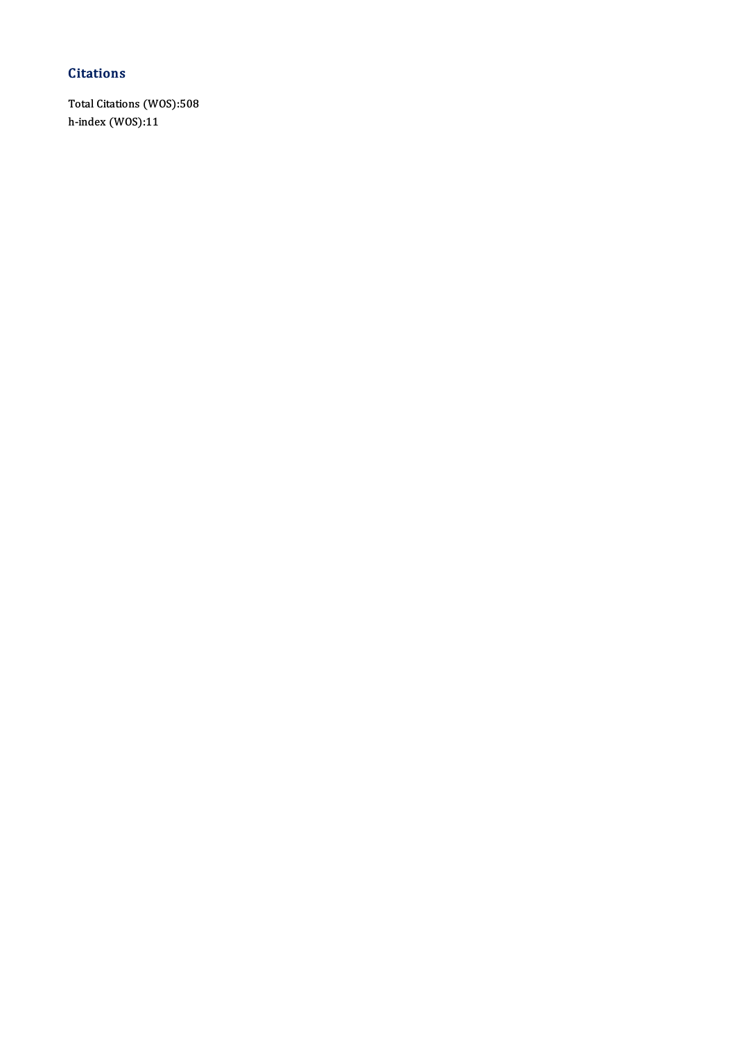## Citations

Total Citations (WOS):508
h-index (WOS):11